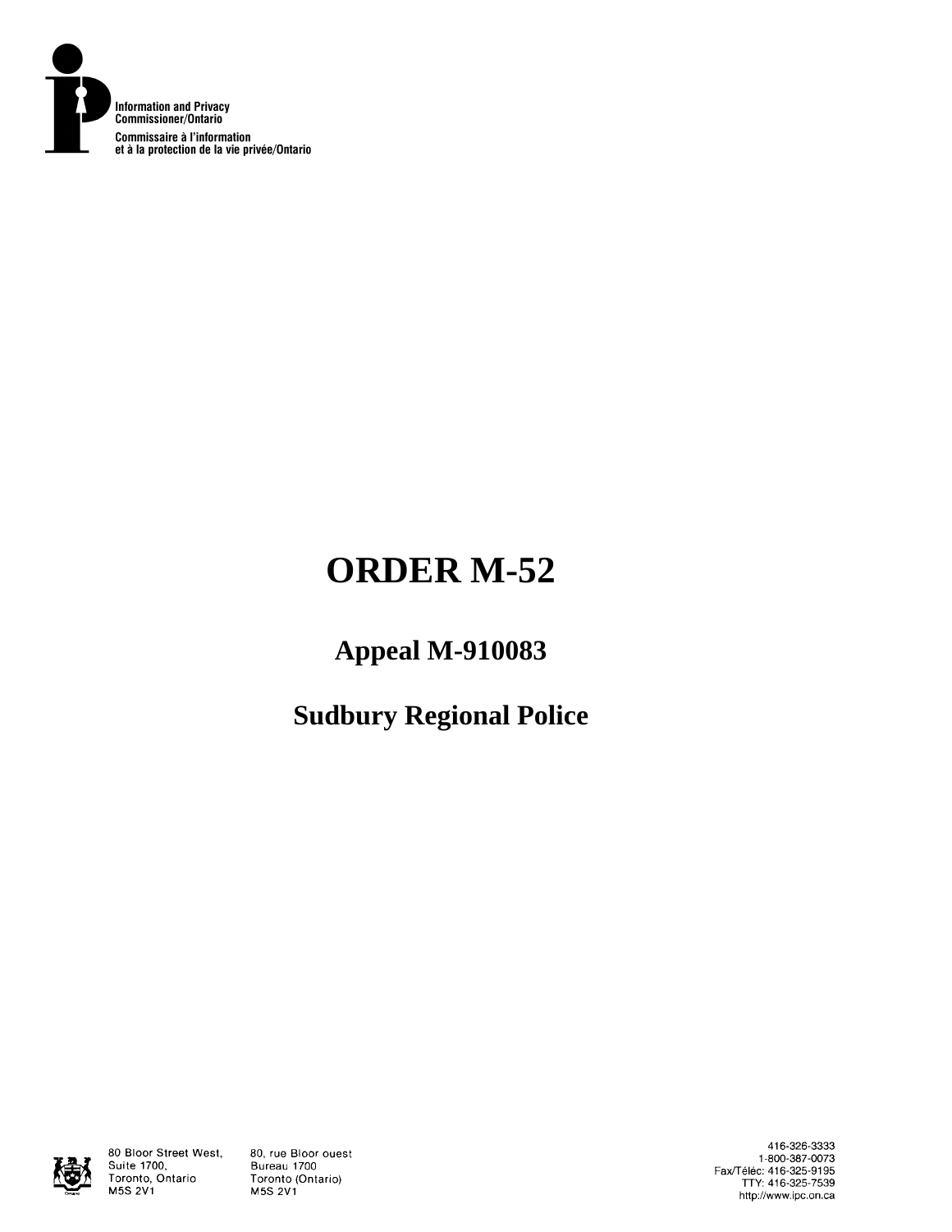Information and Privacy Commissioner/Ontario

Commissaire à l'information et à la protection de la vie privée/Ontario

# ORDER M-52

## Appeal M-910083

## Sudbury Regional Police

80 Bloor Street West, Suite 1700, Toronto, Ontario M5S 2V1

80, rue Bloor ouest Bureau 1700 Toronto (Ontario) M5S 2V1

416-326-3333
1-800-387-0073
Fax/Téléc: 416-325-9195
TTY: 416-325-7539
http://www.ipc.on.ca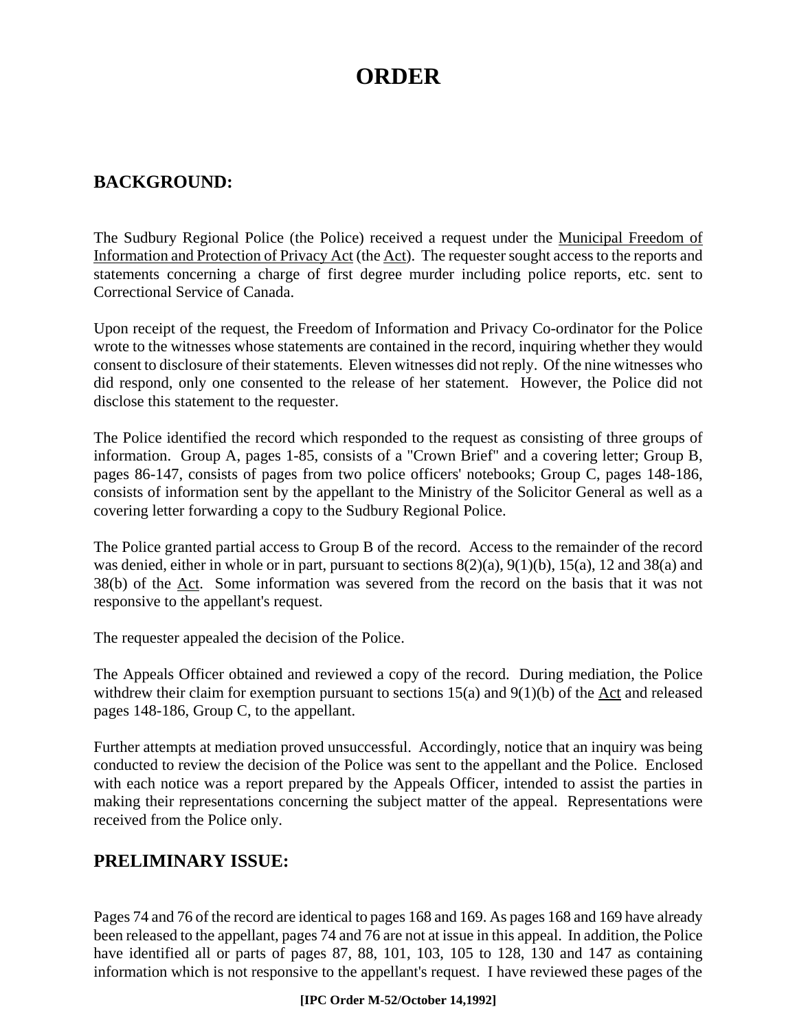# ORDER

## BACKGROUND:

The Sudbury Regional Police (the Police) received a request under the Municipal Freedom of Information and Protection of Privacy Act (the Act). The requester sought access to the reports and statements concerning a charge of first degree murder including police reports, etc. sent to Correctional Service of Canada.

Upon receipt of the request, the Freedom of Information and Privacy Co-ordinator for the Police wrote to the witnesses whose statements are contained in the record, inquiring whether they would consent to disclosure of their statements. Eleven witnesses did not reply. Of the nine witnesses who did respond, only one consented to the release of her statement. However, the Police did not disclose this statement to the requester.

The Police identified the record which responded to the request as consisting of three groups of information. Group A, pages 1-85, consists of a "Crown Brief" and a covering letter; Group B, pages 86-147, consists of pages from two police officers' notebooks; Group C, pages 148-186, consists of information sent by the appellant to the Ministry of the Solicitor General as well as a covering letter forwarding a copy to the Sudbury Regional Police.

The Police granted partial access to Group B of the record. Access to the remainder of the record was denied, either in whole or in part, pursuant to sections 8(2)(a), 9(1)(b), 15(a), 12 and 38(a) and 38(b) of the Act. Some information was severed from the record on the basis that it was not responsive to the appellant's request.

The requester appealed the decision of the Police.

The Appeals Officer obtained and reviewed a copy of the record. During mediation, the Police withdrew their claim for exemption pursuant to sections 15(a) and 9(1)(b) of the Act and released pages 148-186, Group C, to the appellant.

Further attempts at mediation proved unsuccessful. Accordingly, notice that an inquiry was being conducted to review the decision of the Police was sent to the appellant and the Police. Enclosed with each notice was a report prepared by the Appeals Officer, intended to assist the parties in making their representations concerning the subject matter of the appeal. Representations were received from the Police only.

## PRELIMINARY ISSUE:

Pages 74 and 76 of the record are identical to pages 168 and 169. As pages 168 and 169 have already been released to the appellant, pages 74 and 76 are not at issue in this appeal. In addition, the Police have identified all or parts of pages 87, 88, 101, 103, 105 to 128, 130 and 147 as containing information which is not responsive to the appellant's request. I have reviewed these pages of the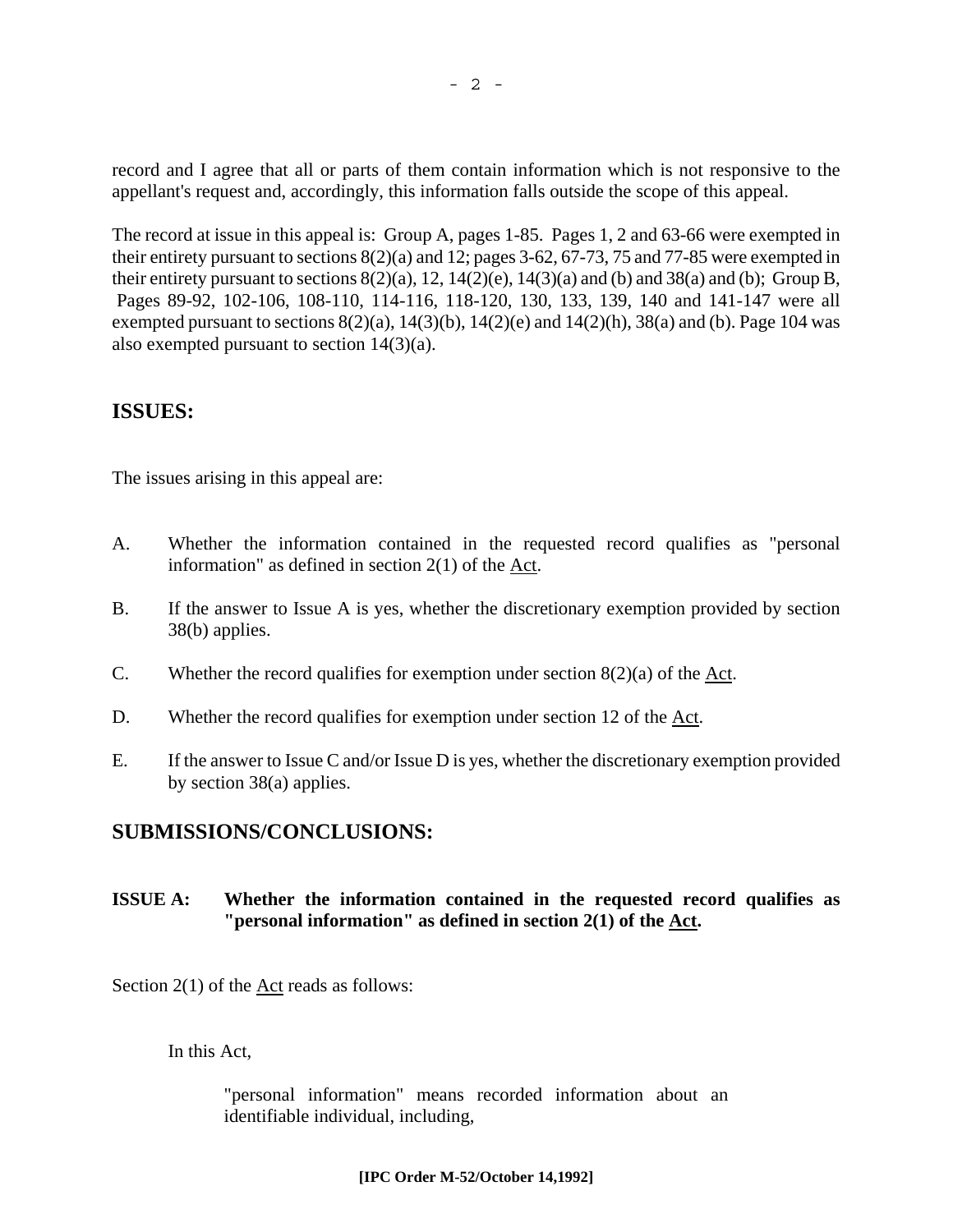record and I agree that all or parts of them contain information which is not responsive to the appellant's request and, accordingly, this information falls outside the scope of this appeal.

The record at issue in this appeal is: Group A, pages 1-85. Pages 1, 2 and 63-66 were exempted in their entirety pursuant to sections 8(2)(a) and 12; pages 3-62, 67-73, 75 and 77-85 were exempted in their entirety pursuant to sections 8(2)(a), 12, 14(2)(e), 14(3)(a) and (b) and 38(a) and (b); Group B, Pages 89-92, 102-106, 108-110, 114-116, 118-120, 130, 133, 139, 140 and 141-147 were all exempted pursuant to sections 8(2)(a), 14(3)(b), 14(2)(e) and 14(2)(h), 38(a) and (b). Page 104 was also exempted pursuant to section 14(3)(a).

## ISSUES:

The issues arising in this appeal are:

A. Whether the information contained in the requested record qualifies as "personal information" as defined in section 2(1) of the Act.

B. If the answer to Issue A is yes, whether the discretionary exemption provided by section 38(b) applies.

C. Whether the record qualifies for exemption under section 8(2)(a) of the Act.

D. Whether the record qualifies for exemption under section 12 of the Act.

E. If the answer to Issue C and/or Issue D is yes, whether the discretionary exemption provided by section 38(a) applies.

## SUBMISSIONS/CONCLUSIONS:

### ISSUE A: Whether the information contained in the requested record qualifies as "personal information" as defined in section 2(1) of the Act.

Section 2(1) of the Act reads as follows:

> In this Act,
>
> > "personal information" means recorded information about an identifiable individual, including,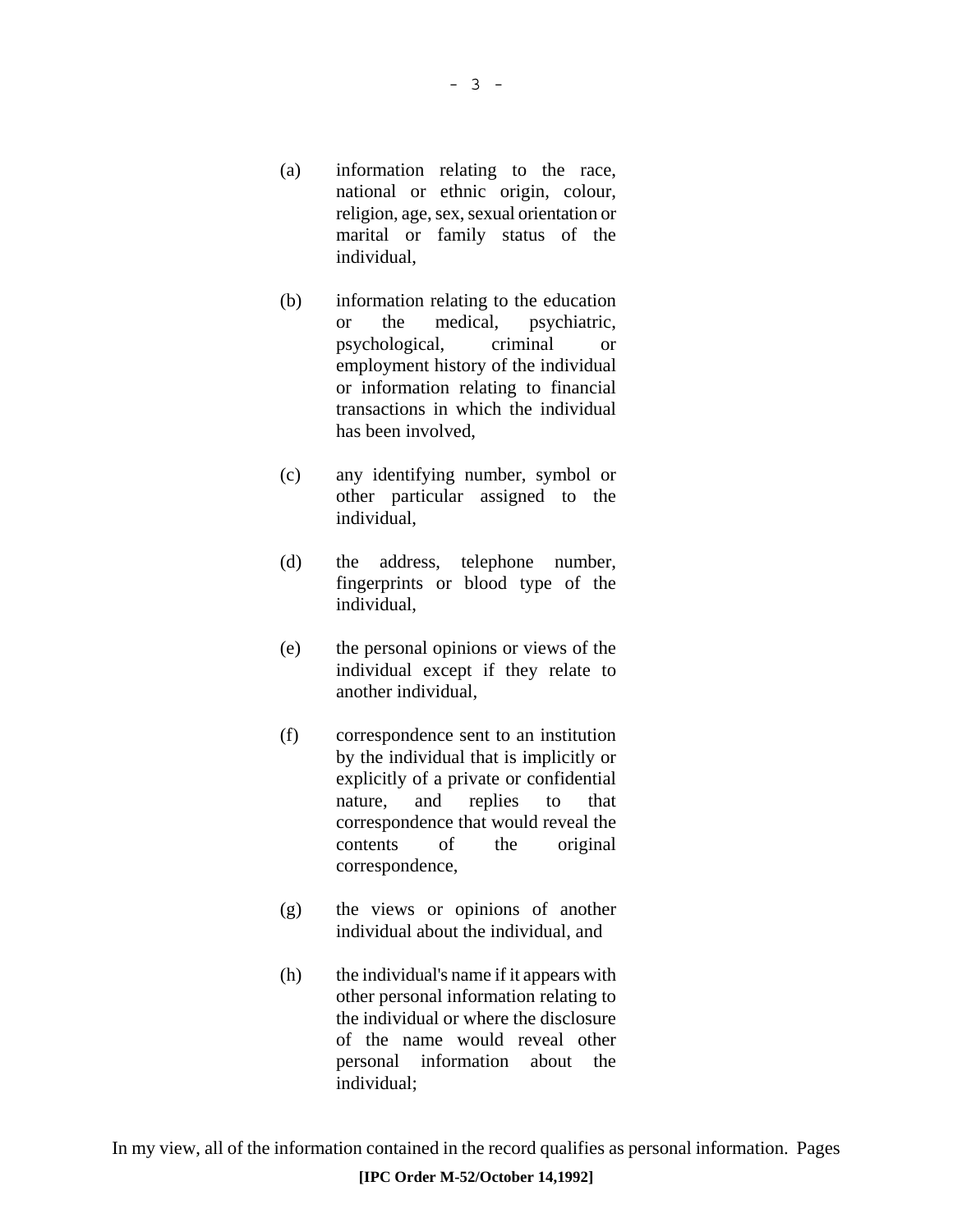(a) information relating to the race, national or ethnic origin, colour, religion, age, sex, sexual orientation or marital or family status of the individual,

(b) information relating to the education or the medical, psychiatric, psychological, criminal or employment history of the individual or information relating to financial transactions in which the individual has been involved,

(c) any identifying number, symbol or other particular assigned to the individual,

(d) the address, telephone number, fingerprints or blood type of the individual,

(e) the personal opinions or views of the individual except if they relate to another individual,

(f) correspondence sent to an institution by the individual that is implicitly or explicitly of a private or confidential nature, and replies to that correspondence that would reveal the contents of the original correspondence,

(g) the views or opinions of another individual about the individual, and

(h) the individual's name if it appears with other personal information relating to the individual or where the disclosure of the name would reveal other personal information about the individual;

In my view, all of the information contained in the record qualifies as personal information. Pages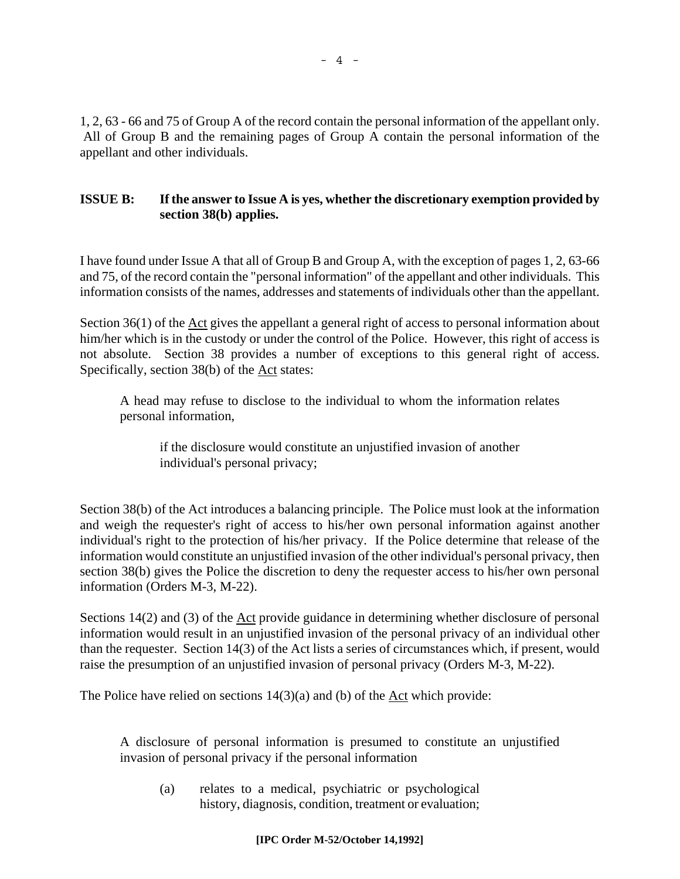1, 2, 63 - 66 and 75 of Group A of the record contain the personal information of the appellant only. All of Group B and the remaining pages of Group A contain the personal information of the appellant and other individuals.

**ISSUE B: If the answer to Issue A is yes, whether the discretionary exemption provided by section 38(b) applies.**

I have found under Issue A that all of Group B and Group A, with the exception of pages 1, 2, 63-66 and 75, of the record contain the "personal information" of the appellant and other individuals. This information consists of the names, addresses and statements of individuals other than the appellant.

Section 36(1) of the Act gives the appellant a general right of access to personal information about him/her which is in the custody or under the control of the Police. However, this right of access is not absolute. Section 38 provides a number of exceptions to this general right of access. Specifically, section 38(b) of the Act states:

> A head may refuse to disclose to the individual to whom the information relates personal information,
>
> > if the disclosure would constitute an unjustified invasion of another individual's personal privacy;

Section 38(b) of the Act introduces a balancing principle. The Police must look at the information and weigh the requester's right of access to his/her own personal information against another individual's right to the protection of his/her privacy. If the Police determine that release of the information would constitute an unjustified invasion of the other individual's personal privacy, then section 38(b) gives the Police the discretion to deny the requester access to his/her own personal information (Orders M-3, M-22).

Sections 14(2) and (3) of the Act provide guidance in determining whether disclosure of personal information would result in an unjustified invasion of the personal privacy of an individual other than the requester. Section 14(3) of the Act lists a series of circumstances which, if present, would raise the presumption of an unjustified invasion of personal privacy (Orders M-3, M-22).

The Police have relied on sections 14(3)(a) and (b) of the Act which provide:

> A disclosure of personal information is presumed to constitute an unjustified invasion of personal privacy if the personal information
>
> (a) relates to a medical, psychiatric or psychological history, diagnosis, condition, treatment or evaluation;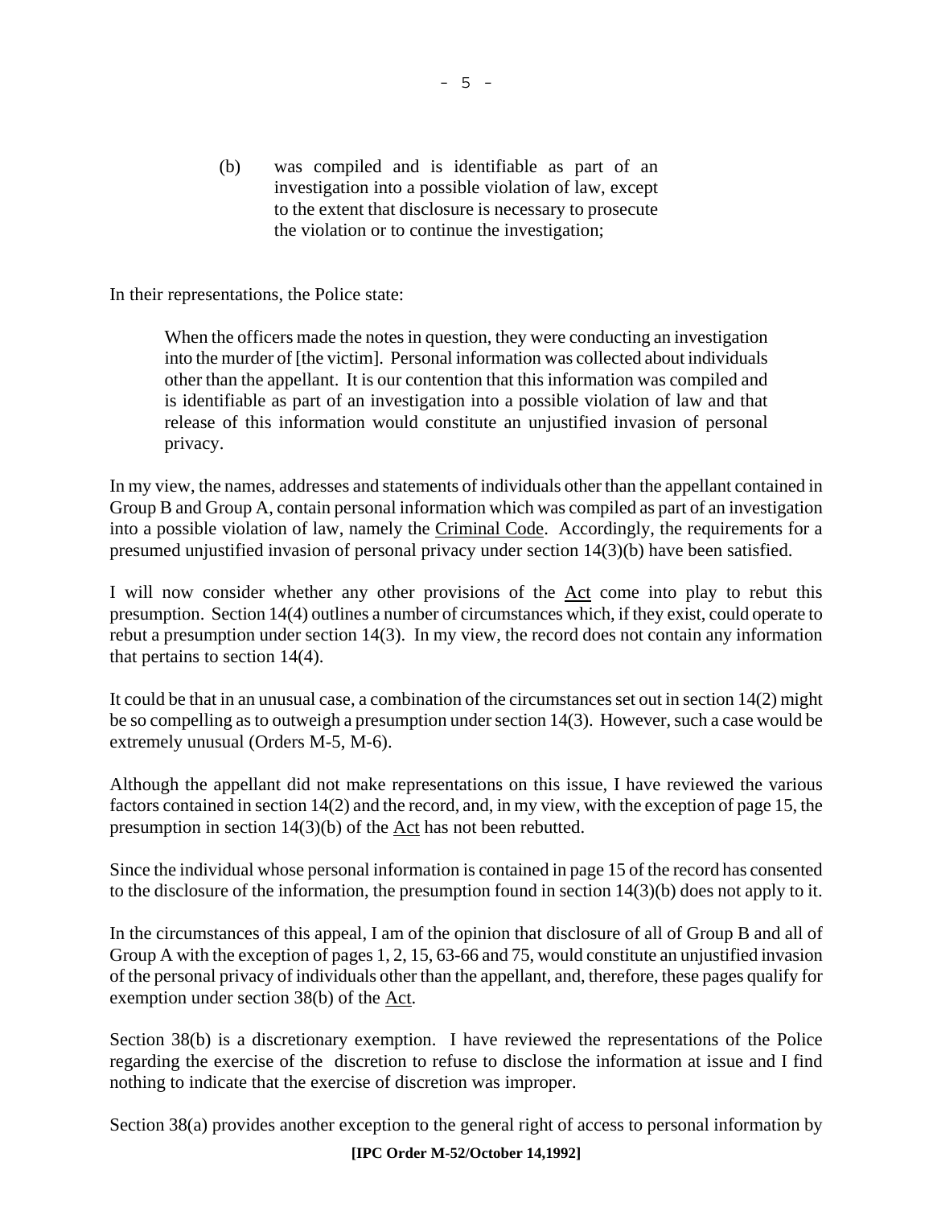> (b) was compiled and is identifiable as part of an investigation into a possible violation of law, except to the extent that disclosure is necessary to prosecute the violation or to continue the investigation;

In their representations, the Police state:

> When the officers made the notes in question, they were conducting an investigation into the murder of [the victim]. Personal information was collected about individuals other than the appellant. It is our contention that this information was compiled and is identifiable as part of an investigation into a possible violation of law and that release of this information would constitute an unjustified invasion of personal privacy.

In my view, the names, addresses and statements of individuals other than the appellant contained in Group B and Group A, contain personal information which was compiled as part of an investigation into a possible violation of law, namely the Criminal Code. Accordingly, the requirements for a presumed unjustified invasion of personal privacy under section 14(3)(b) have been satisfied.

I will now consider whether any other provisions of the Act come into play to rebut this presumption. Section 14(4) outlines a number of circumstances which, if they exist, could operate to rebut a presumption under section 14(3). In my view, the record does not contain any information that pertains to section 14(4).

It could be that in an unusual case, a combination of the circumstances set out in section 14(2) might be so compelling as to outweigh a presumption under section 14(3). However, such a case would be extremely unusual (Orders M-5, M-6).

Although the appellant did not make representations on this issue, I have reviewed the various factors contained in section 14(2) and the record, and, in my view, with the exception of page 15, the presumption in section 14(3)(b) of the Act has not been rebutted.

Since the individual whose personal information is contained in page 15 of the record has consented to the disclosure of the information, the presumption found in section 14(3)(b) does not apply to it.

In the circumstances of this appeal, I am of the opinion that disclosure of all of Group B and all of Group A with the exception of pages 1, 2, 15, 63-66 and 75, would constitute an unjustified invasion of the personal privacy of individuals other than the appellant, and, therefore, these pages qualify for exemption under section 38(b) of the Act.

Section 38(b) is a discretionary exemption. I have reviewed the representations of the Police regarding the exercise of the discretion to refuse to disclose the information at issue and I find nothing to indicate that the exercise of discretion was improper.

Section 38(a) provides another exception to the general right of access to personal information by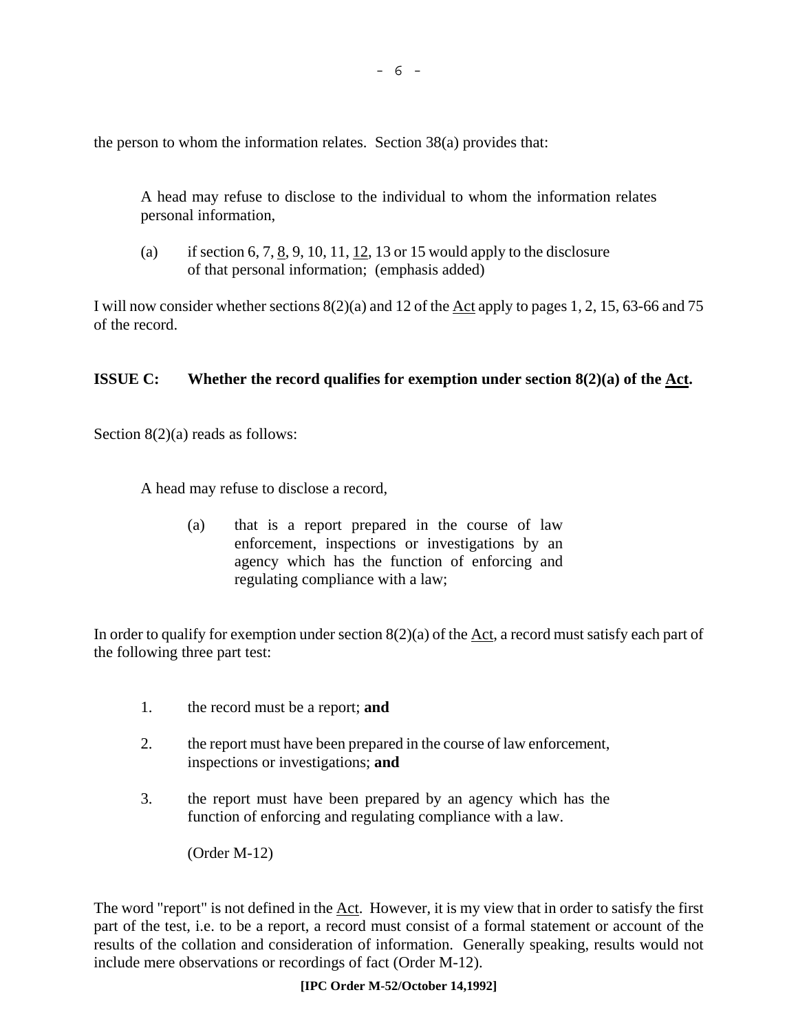the person to whom the information relates. Section 38(a) provides that:

> A head may refuse to disclose to the individual to whom the information relates personal information,
>
> (a) if section 6, 7, <u>8</u>, 9, 10, 11, <u>12</u>, 13 or 15 would apply to the disclosure of that personal information; (emphasis added)

I will now consider whether sections 8(2)(a) and 12 of the <u>Act</u> apply to pages 1, 2, 15, 63-66 and 75 of the record.

**ISSUE C: Whether the record qualifies for exemption under section 8(2)(a) of the <u>Act</u>.**

Section 8(2)(a) reads as follows:

> A head may refuse to disclose a record,
>
> (a) that is a report prepared in the course of law enforcement, inspections or investigations by an agency which has the function of enforcing and regulating compliance with a law;

In order to qualify for exemption under section 8(2)(a) of the <u>Act</u>, a record must satisfy each part of the following three part test:

1. the record must be a report; **and**
2. the report must have been prepared in the course of law enforcement, inspections or investigations; **and**
3. the report must have been prepared by an agency which has the function of enforcing and regulating compliance with a law.

   (Order M-12)

The word "report" is not defined in the <u>Act</u>. However, it is my view that in order to satisfy the first part of the test, i.e. to be a report, a record must consist of a formal statement or account of the results of the collation and consideration of information. Generally speaking, results would not include mere observations or recordings of fact (Order M-12).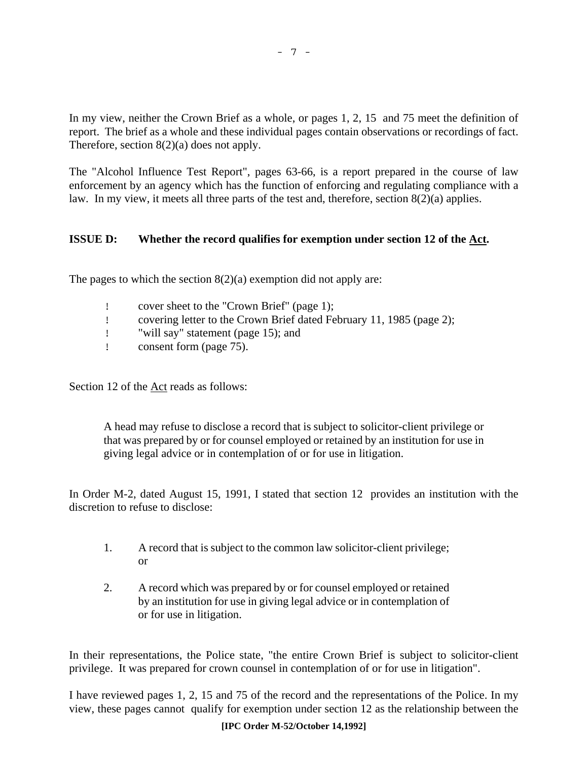In my view, neither the Crown Brief as a whole, or pages 1, 2, 15 and 75 meet the definition of report. The brief as a whole and these individual pages contain observations or recordings of fact. Therefore, section 8(2)(a) does not apply.

The "Alcohol Influence Test Report", pages 63-66, is a report prepared in the course of law enforcement by an agency which has the function of enforcing and regulating compliance with a law. In my view, it meets all three parts of the test and, therefore, section 8(2)(a) applies.

**ISSUE D: Whether the record qualifies for exemption under section 12 of the Act.**

The pages to which the section 8(2)(a) exemption did not apply are:

- cover sheet to the "Crown Brief" (page 1);
- covering letter to the Crown Brief dated February 11, 1985 (page 2);
- "will say" statement (page 15); and
- consent form (page 75).

Section 12 of the Act reads as follows:

> A head may refuse to disclose a record that is subject to solicitor-client privilege or that was prepared by or for counsel employed or retained by an institution for use in giving legal advice or in contemplation of or for use in litigation.

In Order M-2, dated August 15, 1991, I stated that section 12 provides an institution with the discretion to refuse to disclose:

> 1. A record that is subject to the common law solicitor-client privilege; or
>
> 2. A record which was prepared by or for counsel employed or retained by an institution for use in giving legal advice or in contemplation of or for use in litigation.

In their representations, the Police state, "the entire Crown Brief is subject to solicitor-client privilege. It was prepared for crown counsel in contemplation of or for use in litigation".

I have reviewed pages 1, 2, 15 and 75 of the record and the representations of the Police. In my view, these pages cannot qualify for exemption under section 12 as the relationship between the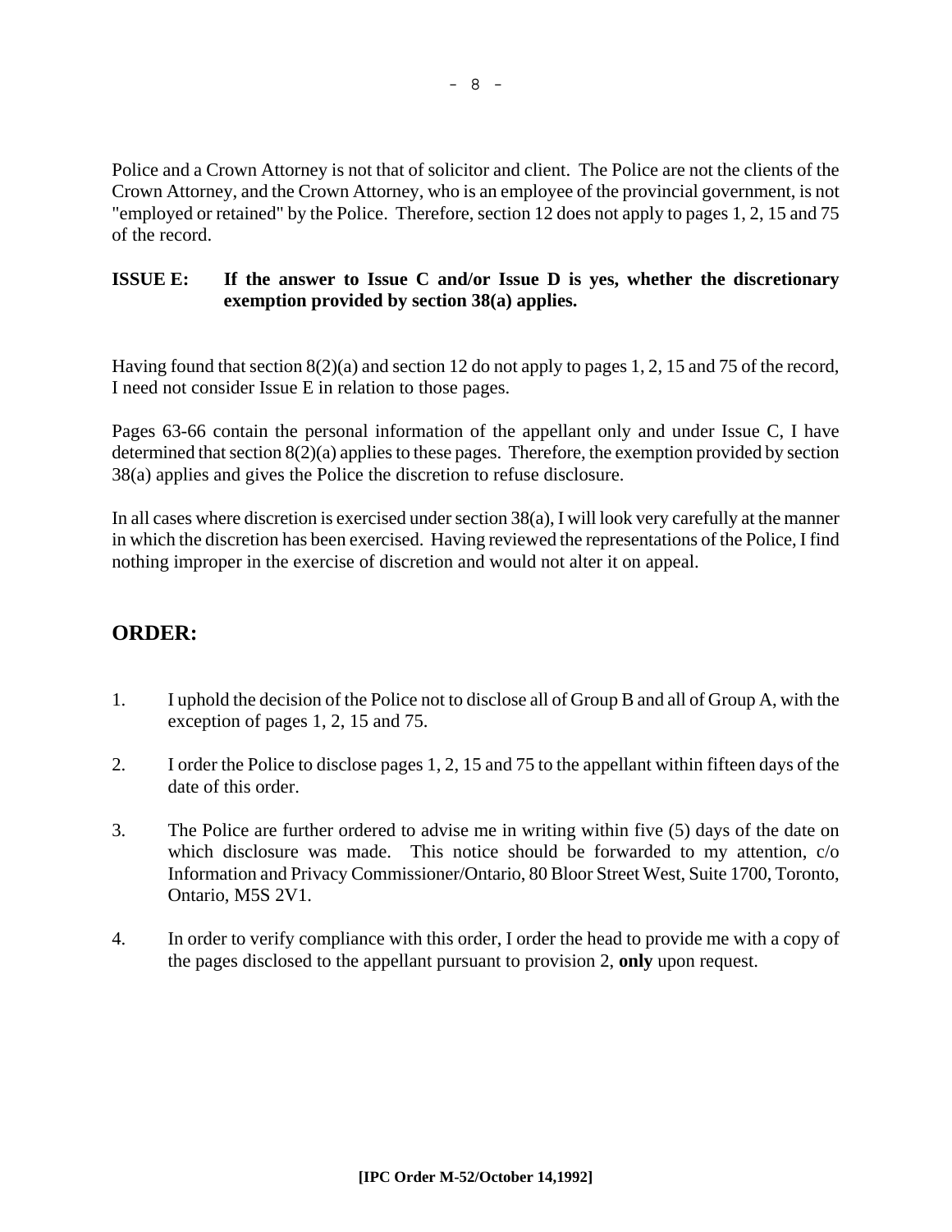Police and a Crown Attorney is not that of solicitor and client. The Police are not the clients of the Crown Attorney, and the Crown Attorney, who is an employee of the provincial government, is not "employed or retained" by the Police. Therefore, section 12 does not apply to pages 1, 2, 15 and 75 of the record.

**ISSUE E: If the answer to Issue C and/or Issue D is yes, whether the discretionary exemption provided by section 38(a) applies.**

Having found that section 8(2)(a) and section 12 do not apply to pages 1, 2, 15 and 75 of the record, I need not consider Issue E in relation to those pages.

Pages 63-66 contain the personal information of the appellant only and under Issue C, I have determined that section 8(2)(a) applies to these pages. Therefore, the exemption provided by section 38(a) applies and gives the Police the discretion to refuse disclosure.

In all cases where discretion is exercised under section 38(a), I will look very carefully at the manner in which the discretion has been exercised. Having reviewed the representations of the Police, I find nothing improper in the exercise of discretion and would not alter it on appeal.

## ORDER:

1. I uphold the decision of the Police not to disclose all of Group B and all of Group A, with the exception of pages 1, 2, 15 and 75.

2. I order the Police to disclose pages 1, 2, 15 and 75 to the appellant within fifteen days of the date of this order.

3. The Police are further ordered to advise me in writing within five (5) days of the date on which disclosure was made. This notice should be forwarded to my attention, c/o Information and Privacy Commissioner/Ontario, 80 Bloor Street West, Suite 1700, Toronto, Ontario, M5S 2V1.

4. In order to verify compliance with this order, I order the head to provide me with a copy of the pages disclosed to the appellant pursuant to provision 2, **only** upon request.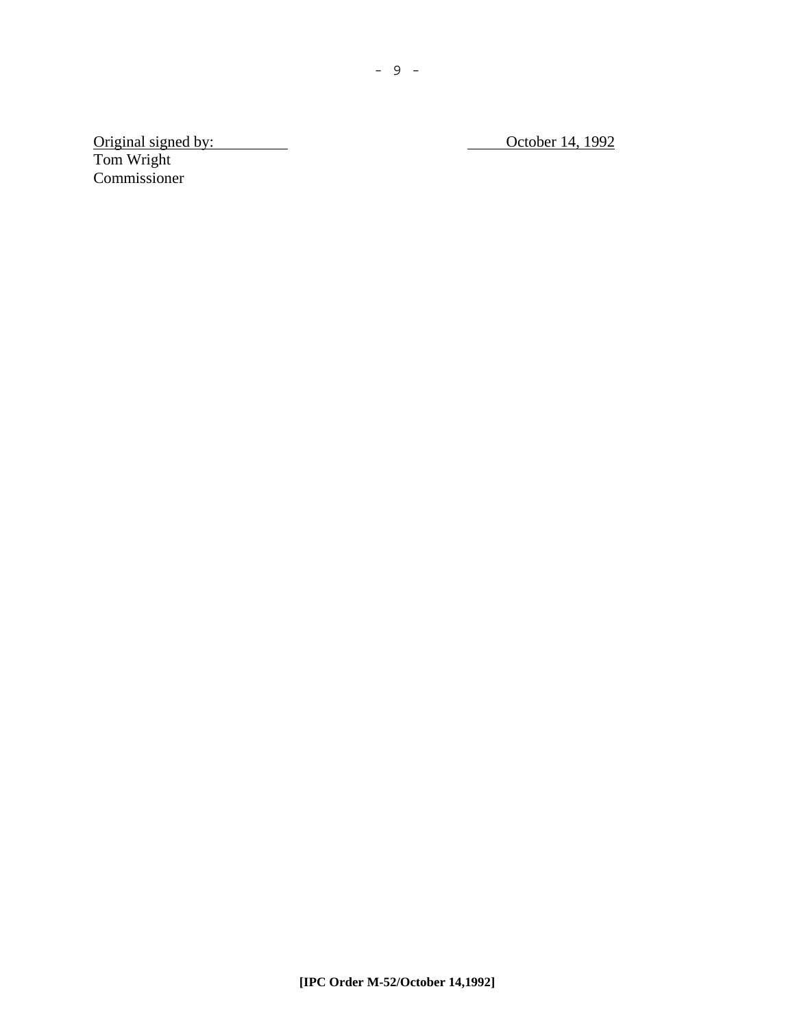Original signed by: October 14, 1992
Tom Wright
Commissioner